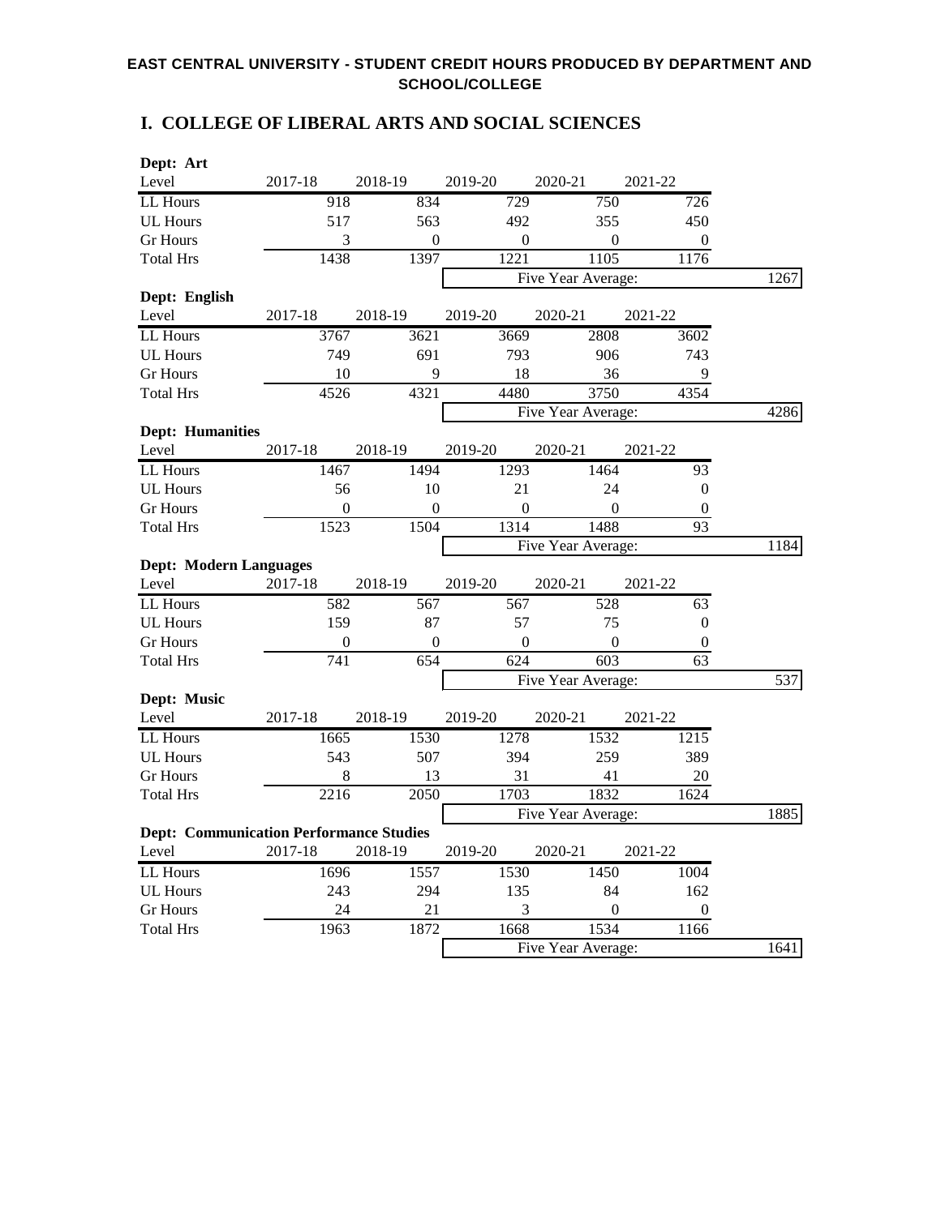# EAST CENTRAL UNIVERSITY - STUDENT CREDIT HOURS PRODUCED BY DEPARTMENT AND SCHOOL/COLLEGE

## I. COLLEGE OF LIBERAL ARTS AND SOCIAL SCIENCES

**Dept: Art**

| Level | 2017-18 | 2018-19 | 2019-20 | 2020-21 | 2021-22 | |
|---|---|---|---|---|---|---|
| LL Hours | 918 | 834 | 729 | 750 | 726 | |
| UL Hours | 517 | 563 | 492 | 355 | 450 | |
| Gr Hours | 3 | 0 | 0 | 0 | 0 | |
| Total Hrs | 1438 | 1397 | 1221 | 1105 | 1176 | |
| | | | Five Year Average: | | | 1267 |

**Dept: English**

| Level | 2017-18 | 2018-19 | 2019-20 | 2020-21 | 2021-22 | |
|---|---|---|---|---|---|---|
| LL Hours | 3767 | 3621 | 3669 | 2808 | 3602 | |
| UL Hours | 749 | 691 | 793 | 906 | 743 | |
| Gr Hours | 10 | 9 | 18 | 36 | 9 | |
| Total Hrs | 4526 | 4321 | 4480 | 3750 | 4354 | |
| | | | Five Year Average: | | | 4286 |

**Dept: Humanities**

| Level | 2017-18 | 2018-19 | 2019-20 | 2020-21 | 2021-22 | |
|---|---|---|---|---|---|---|
| LL Hours | 1467 | 1494 | 1293 | 1464 | 93 | |
| UL Hours | 56 | 10 | 21 | 24 | 0 | |
| Gr Hours | 0 | 0 | 0 | 0 | 0 | |
| Total Hrs | 1523 | 1504 | 1314 | 1488 | 93 | |
| | | | Five Year Average: | | | 1184 |

**Dept: Modern Languages**

| Level | 2017-18 | 2018-19 | 2019-20 | 2020-21 | 2021-22 | |
|---|---|---|---|---|---|---|
| LL Hours | 582 | 567 | 567 | 528 | 63 | |
| UL Hours | 159 | 87 | 57 | 75 | 0 | |
| Gr Hours | 0 | 0 | 0 | 0 | 0 | |
| Total Hrs | 741 | 654 | 624 | 603 | 63 | |
| | | | Five Year Average: | | | 537 |

**Dept: Music**

| Level | 2017-18 | 2018-19 | 2019-20 | 2020-21 | 2021-22 | |
|---|---|---|---|---|---|---|
| LL Hours | 1665 | 1530 | 1278 | 1532 | 1215 | |
| UL Hours | 543 | 507 | 394 | 259 | 389 | |
| Gr Hours | 8 | 13 | 31 | 41 | 20 | |
| Total Hrs | 2216 | 2050 | 1703 | 1832 | 1624 | |
| | | | Five Year Average: | | | 1885 |

**Dept: Communication Performance Studies**

| Level | 2017-18 | 2018-19 | 2019-20 | 2020-21 | 2021-22 | |
|---|---|---|---|---|---|---|
| LL Hours | 1696 | 1557 | 1530 | 1450 | 1004 | |
| UL Hours | 243 | 294 | 135 | 84 | 162 | |
| Gr Hours | 24 | 21 | 3 | 0 | 0 | |
| Total Hrs | 1963 | 1872 | 1668 | 1534 | 1166 | |
| | | | Five Year Average: | | | 1641 |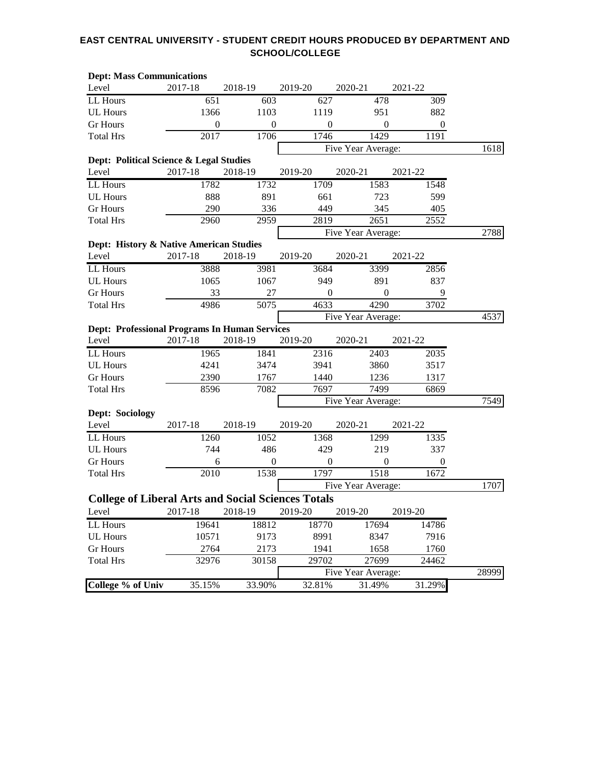# EAST CENTRAL UNIVERSITY - STUDENT CREDIT HOURS PRODUCED BY DEPARTMENT AND SCHOOL/COLLEGE

**Dept: Mass Communications**

| Level | 2017-18 | 2018-19 | 2019-20 | 2020-21 | 2021-22 | |
|---|---|---|---|---|---|---|
| LL Hours | 651 | 603 | 627 | 478 | 309 | |
| UL Hours | 1366 | 1103 | 1119 | 951 | 882 | |
| Gr Hours | 0 | 0 | 0 | 0 | 0 | |
| Total Hrs | 2017 | 1706 | 1746 | 1429 | 1191 | |
| | | | Five Year Average: | | | 1618 |

**Dept: Political Science & Legal Studies**

| Level | 2017-18 | 2018-19 | 2019-20 | 2020-21 | 2021-22 | |
|---|---|---|---|---|---|---|
| LL Hours | 1782 | 1732 | 1709 | 1583 | 1548 | |
| UL Hours | 888 | 891 | 661 | 723 | 599 | |
| Gr Hours | 290 | 336 | 449 | 345 | 405 | |
| Total Hrs | 2960 | 2959 | 2819 | 2651 | 2552 | |
| | | | Five Year Average: | | | 2788 |

**Dept: History & Native American Studies**

| Level | 2017-18 | 2018-19 | 2019-20 | 2020-21 | 2021-22 | |
|---|---|---|---|---|---|---|
| LL Hours | 3888 | 3981 | 3684 | 3399 | 2856 | |
| UL Hours | 1065 | 1067 | 949 | 891 | 837 | |
| Gr Hours | 33 | 27 | 0 | 0 | 9 | |
| Total Hrs | 4986 | 5075 | 4633 | 4290 | 3702 | |
| | | | Five Year Average: | | | 4537 |

**Dept: Professional Programs In Human Services**

| Level | 2017-18 | 2018-19 | 2019-20 | 2020-21 | 2021-22 | |
|---|---|---|---|---|---|---|
| LL Hours | 1965 | 1841 | 2316 | 2403 | 2035 | |
| UL Hours | 4241 | 3474 | 3941 | 3860 | 3517 | |
| Gr Hours | 2390 | 1767 | 1440 | 1236 | 1317 | |
| Total Hrs | 8596 | 7082 | 7697 | 7499 | 6869 | |
| | | | Five Year Average: | | | 7549 |

**Dept: Sociology**

| Level | 2017-18 | 2018-19 | 2019-20 | 2020-21 | 2021-22 | |
|---|---|---|---|---|---|---|
| LL Hours | 1260 | 1052 | 1368 | 1299 | 1335 | |
| UL Hours | 744 | 486 | 429 | 219 | 337 | |
| Gr Hours | 6 | 0 | 0 | 0 | 0 | |
| Total Hrs | 2010 | 1538 | 1797 | 1518 | 1672 | |
| | | | Five Year Average: | | | 1707 |

## College of Liberal Arts and Social Sciences Totals

| Level | 2017-18 | 2018-19 | 2019-20 | 2019-20 | 2019-20 | |
|---|---|---|---|---|---|---|
| LL Hours | 19641 | 18812 | 18770 | 17694 | 14786 | |
| UL Hours | 10571 | 9173 | 8991 | 8347 | 7916 | |
| Gr Hours | 2764 | 2173 | 1941 | 1658 | 1760 | |
| Total Hrs | 32976 | 30158 | 29702 | 27699 | 24462 | |
| | | | Five Year Average: | | | 28999 |
| **College % of Univ** | 35.15% | 33.90% | 32.81% | 31.49% | 31.29% | |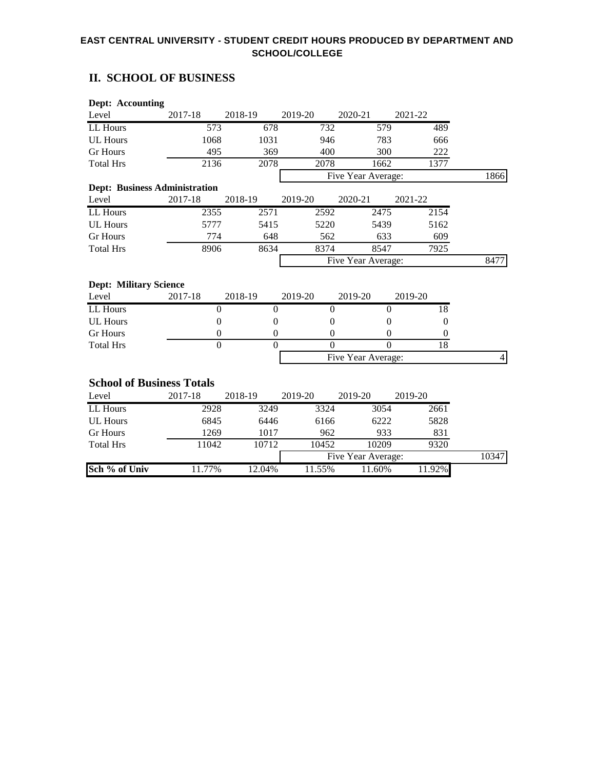**EAST CENTRAL UNIVERSITY - STUDENT CREDIT HOURS PRODUCED BY DEPARTMENT AND SCHOOL/COLLEGE**

## II. SCHOOL OF BUSINESS

**Dept: Accounting**

| Level | 2017-18 | 2018-19 | 2019-20 | 2020-21 | 2021-22 | |
|---|---|---|---|---|---|---|
| LL Hours | 573 | 678 | 732 | 579 | 489 | |
| UL Hours | 1068 | 1031 | 946 | 783 | 666 | |
| Gr Hours | 495 | 369 | 400 | 300 | 222 | |
| Total Hrs | 2136 | 2078 | 2078 | 1662 | 1377 | |
| | | | Five Year Average: | | | 1866 |

**Dept: Business Administration**

| Level | 2017-18 | 2018-19 | 2019-20 | 2020-21 | 2021-22 | |
|---|---|---|---|---|---|---|
| LL Hours | 2355 | 2571 | 2592 | 2475 | 2154 | |
| UL Hours | 5777 | 5415 | 5220 | 5439 | 5162 | |
| Gr Hours | 774 | 648 | 562 | 633 | 609 | |
| Total Hrs | 8906 | 8634 | 8374 | 8547 | 7925 | |
| | | | Five Year Average: | | | 8477 |

**Dept: Military Science**

| Level | 2017-18 | 2018-19 | 2019-20 | 2019-20 | 2019-20 | |
|---|---|---|---|---|---|---|
| LL Hours | 0 | 0 | 0 | 0 | 18 | |
| UL Hours | 0 | 0 | 0 | 0 | 0 | |
| Gr Hours | 0 | 0 | 0 | 0 | 0 | |
| Total Hrs | 0 | 0 | 0 | 0 | 18 | |
| | | | Five Year Average: | | | 4 |

### School of Business Totals

| Level | 2017-18 | 2018-19 | 2019-20 | 2019-20 | 2019-20 | |
|---|---|---|---|---|---|---|
| LL Hours | 2928 | 3249 | 3324 | 3054 | 2661 | |
| UL Hours | 6845 | 6446 | 6166 | 6222 | 5828 | |
| Gr Hours | 1269 | 1017 | 962 | 933 | 831 | |
| Total Hrs | 11042 | 10712 | 10452 | 10209 | 9320 | |
| | | | Five Year Average: | | | 10347 |
| **Sch % of Univ** | 11.77% | 12.04% | 11.55% | 11.60% | 11.92% | |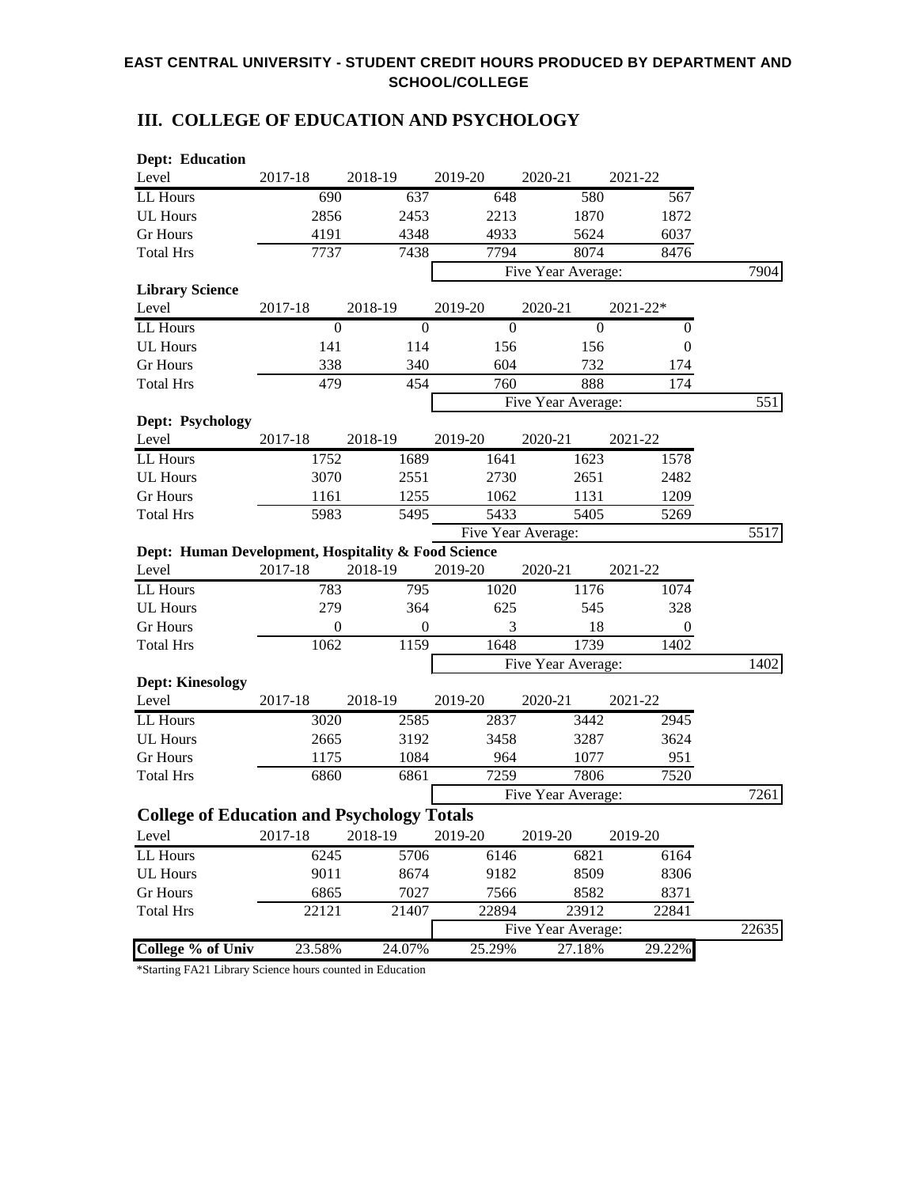**EAST CENTRAL UNIVERSITY - STUDENT CREDIT HOURS PRODUCED BY DEPARTMENT AND SCHOOL/COLLEGE**

## III. COLLEGE OF EDUCATION AND PSYCHOLOGY

**Dept: Education**

| Level | 2017-18 | 2018-19 | 2019-20 | 2020-21 | 2021-22 | |
|---|---|---|---|---|---|---|
| LL Hours | 690 | 637 | 648 | 580 | 567 | |
| UL Hours | 2856 | 2453 | 2213 | 1870 | 1872 | |
| Gr Hours | 4191 | 4348 | 4933 | 5624 | 6037 | |
| Total Hrs | 7737 | 7438 | 7794 | 8074 | 8476 | |
| | | | Five Year Average: | | | 7904 |

**Library Science**

| Level | 2017-18 | 2018-19 | 2019-20 | 2020-21 | 2021-22* | |
|---|---|---|---|---|---|---|
| LL Hours | 0 | 0 | 0 | 0 | 0 | |
| UL Hours | 141 | 114 | 156 | 156 | 0 | |
| Gr Hours | 338 | 340 | 604 | 732 | 174 | |
| Total Hrs | 479 | 454 | 760 | 888 | 174 | |
| | | | Five Year Average: | | | 551 |

**Dept: Psychology**

| Level | 2017-18 | 2018-19 | 2019-20 | 2020-21 | 2021-22 | |
|---|---|---|---|---|---|---|
| LL Hours | 1752 | 1689 | 1641 | 1623 | 1578 | |
| UL Hours | 3070 | 2551 | 2730 | 2651 | 2482 | |
| Gr Hours | 1161 | 1255 | 1062 | 1131 | 1209 | |
| Total Hrs | 5983 | 5495 | 5433 | 5405 | 5269 | |
| | | | Five Year Average: | | | 5517 |

**Dept: Human Development, Hospitality & Food Science**

| Level | 2017-18 | 2018-19 | 2019-20 | 2020-21 | 2021-22 | |
|---|---|---|---|---|---|---|
| LL Hours | 783 | 795 | 1020 | 1176 | 1074 | |
| UL Hours | 279 | 364 | 625 | 545 | 328 | |
| Gr Hours | 0 | 0 | 3 | 18 | 0 | |
| Total Hrs | 1062 | 1159 | 1648 | 1739 | 1402 | |
| | | | Five Year Average: | | | 1402 |

**Dept: Kinesology**

| Level | 2017-18 | 2018-19 | 2019-20 | 2020-21 | 2021-22 | |
|---|---|---|---|---|---|---|
| LL Hours | 3020 | 2585 | 2837 | 3442 | 2945 | |
| UL Hours | 2665 | 3192 | 3458 | 3287 | 3624 | |
| Gr Hours | 1175 | 1084 | 964 | 1077 | 951 | |
| Total Hrs | 6860 | 6861 | 7259 | 7806 | 7520 | |
| | | | Five Year Average: | | | 7261 |

### College of Education and Psychology Totals

| Level | 2017-18 | 2018-19 | 2019-20 | 2019-20 | 2019-20 | |
|---|---|---|---|---|---|---|
| LL Hours | 6245 | 5706 | 6146 | 6821 | 6164 | |
| UL Hours | 9011 | 8674 | 9182 | 8509 | 8306 | |
| Gr Hours | 6865 | 7027 | 7566 | 8582 | 8371 | |
| Total Hrs | 22121 | 21407 | 22894 | 23912 | 22841 | |
| | | | Five Year Average: | | | 22635 |
| **College % of Univ** | 23.58% | 24.07% | 25.29% | 27.18% | 29.22% | |

*Starting FA21 Library Science hours counted in Education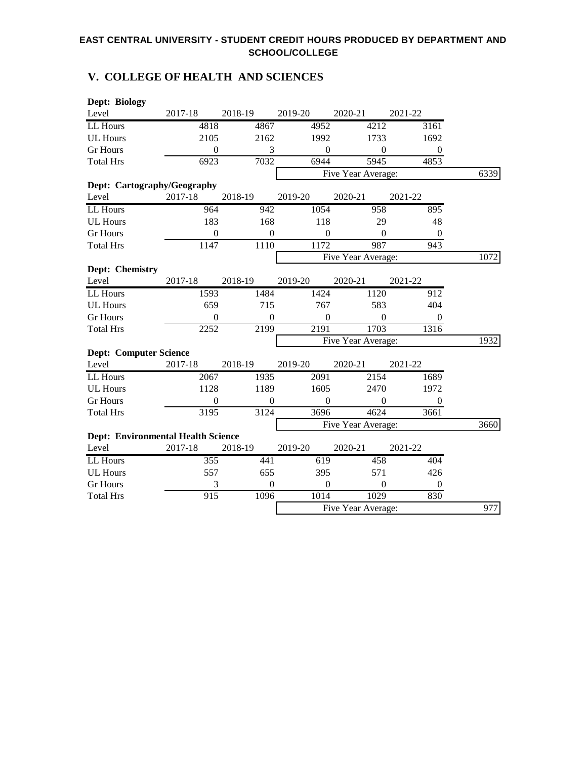**EAST CENTRAL UNIVERSITY - STUDENT CREDIT HOURS PRODUCED BY DEPARTMENT AND SCHOOL/COLLEGE**

## V. COLLEGE OF HEALTH AND SCIENCES

**Dept: Biology**

| Level | 2017-18 | 2018-19 | 2019-20 | 2020-21 | 2021-22 | |
|---|---|---|---|---|---|---|
| LL Hours | 4818 | 4867 | 4952 | 4212 | 3161 | |
| UL Hours | 2105 | 2162 | 1992 | 1733 | 1692 | |
| Gr Hours | 0 | 3 | 0 | 0 | 0 | |
| Total Hrs | 6923 | 7032 | 6944 | 5945 | 4853 | |
| | | | Five Year Average: | | | 6339 |

**Dept: Cartography/Geography**

| Level | 2017-18 | 2018-19 | 2019-20 | 2020-21 | 2021-22 | |
|---|---|---|---|---|---|---|
| LL Hours | 964 | 942 | 1054 | 958 | 895 | |
| UL Hours | 183 | 168 | 118 | 29 | 48 | |
| Gr Hours | 0 | 0 | 0 | 0 | 0 | |
| Total Hrs | 1147 | 1110 | 1172 | 987 | 943 | |
| | | | Five Year Average: | | | 1072 |

**Dept: Chemistry**

| Level | 2017-18 | 2018-19 | 2019-20 | 2020-21 | 2021-22 | |
|---|---|---|---|---|---|---|
| LL Hours | 1593 | 1484 | 1424 | 1120 | 912 | |
| UL Hours | 659 | 715 | 767 | 583 | 404 | |
| Gr Hours | 0 | 0 | 0 | 0 | 0 | |
| Total Hrs | 2252 | 2199 | 2191 | 1703 | 1316 | |
| | | | Five Year Average: | | | 1932 |

**Dept: Computer Science**

| Level | 2017-18 | 2018-19 | 2019-20 | 2020-21 | 2021-22 | |
|---|---|---|---|---|---|---|
| LL Hours | 2067 | 1935 | 2091 | 2154 | 1689 | |
| UL Hours | 1128 | 1189 | 1605 | 2470 | 1972 | |
| Gr Hours | 0 | 0 | 0 | 0 | 0 | |
| Total Hrs | 3195 | 3124 | 3696 | 4624 | 3661 | |
| | | | Five Year Average: | | | 3660 |

**Dept: Environmental Health Science**

| Level | 2017-18 | 2018-19 | 2019-20 | 2020-21 | 2021-22 | |
|---|---|---|---|---|---|---|
| LL Hours | 355 | 441 | 619 | 458 | 404 | |
| UL Hours | 557 | 655 | 395 | 571 | 426 | |
| Gr Hours | 3 | 0 | 0 | 0 | 0 | |
| Total Hrs | 915 | 1096 | 1014 | 1029 | 830 | |
| | | | Five Year Average: | | | 977 |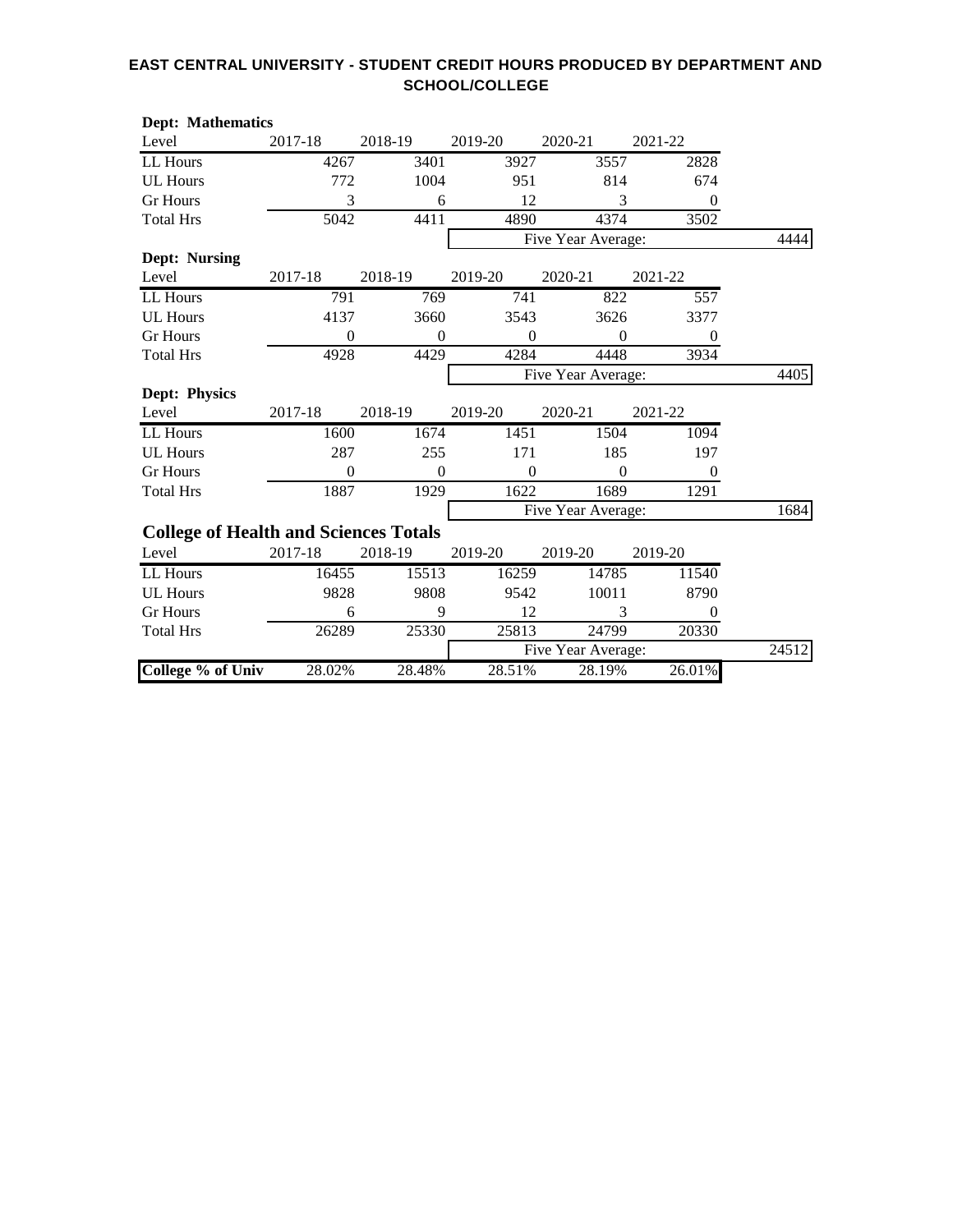**EAST CENTRAL UNIVERSITY - STUDENT CREDIT HOURS PRODUCED BY DEPARTMENT AND SCHOOL/COLLEGE**

**Dept: Mathematics**

| Level | 2017-18 | 2018-19 | 2019-20 | 2020-21 | 2021-22 | |
|---|---|---|---|---|---|---|
| LL Hours | 4267 | 3401 | 3927 | 3557 | 2828 | |
| UL Hours | 772 | 1004 | 951 | 814 | 674 | |
| Gr Hours | 3 | 6 | 12 | 3 | 0 | |
| Total Hrs | 5042 | 4411 | 4890 | 4374 | 3502 | |
| | | | Five Year Average: | | | 4444 |

**Dept: Nursing**

| Level | 2017-18 | 2018-19 | 2019-20 | 2020-21 | 2021-22 | |
|---|---|---|---|---|---|---|
| LL Hours | 791 | 769 | 741 | 822 | 557 | |
| UL Hours | 4137 | 3660 | 3543 | 3626 | 3377 | |
| Gr Hours | 0 | 0 | 0 | 0 | 0 | |
| Total Hrs | 4928 | 4429 | 4284 | 4448 | 3934 | |
| | | | Five Year Average: | | | 4405 |

**Dept: Physics**

| Level | 2017-18 | 2018-19 | 2019-20 | 2020-21 | 2021-22 | |
|---|---|---|---|---|---|---|
| LL Hours | 1600 | 1674 | 1451 | 1504 | 1094 | |
| UL Hours | 287 | 255 | 171 | 185 | 197 | |
| Gr Hours | 0 | 0 | 0 | 0 | 0 | |
| Total Hrs | 1887 | 1929 | 1622 | 1689 | 1291 | |
| | | | Five Year Average: | | | 1684 |

**College of Health and Sciences Totals**

| Level | 2017-18 | 2018-19 | 2019-20 | 2019-20 | 2019-20 | |
|---|---|---|---|---|---|---|
| LL Hours | 16455 | 15513 | 16259 | 14785 | 11540 | |
| UL Hours | 9828 | 9808 | 9542 | 10011 | 8790 | |
| Gr Hours | 6 | 9 | 12 | 3 | 0 | |
| Total Hrs | 26289 | 25330 | 25813 | 24799 | 20330 | |
| | | | Five Year Average: | | | 24512 |
| **College % of Univ** | 28.02% | 28.48% | 28.51% | 28.19% | 26.01% | |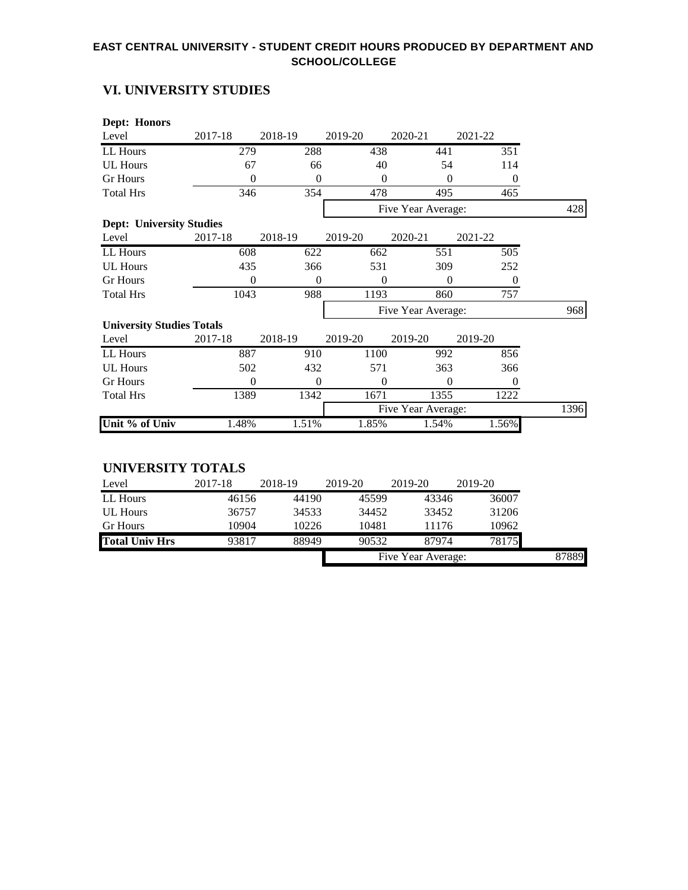**EAST CENTRAL UNIVERSITY - STUDENT CREDIT HOURS PRODUCED BY DEPARTMENT AND SCHOOL/COLLEGE**

## VI. UNIVERSITY STUDIES

**Dept: Honors**

| Level | 2017-18 | 2018-19 | 2019-20 | 2020-21 | 2021-22 | |
|---|---|---|---|---|---|---|
| LL Hours | 279 | 288 | 438 | 441 | 351 | |
| UL Hours | 67 | 66 | 40 | 54 | 114 | |
| Gr Hours | 0 | 0 | 0 | 0 | 0 | |
| Total Hrs | 346 | 354 | 478 | 495 | 465 | |
| | | | Five Year Average: | | | 428 |

**Dept: University Studies**

| Level | 2017-18 | 2018-19 | 2019-20 | 2020-21 | 2021-22 | |
|---|---|---|---|---|---|---|
| LL Hours | 608 | 622 | 662 | 551 | 505 | |
| UL Hours | 435 | 366 | 531 | 309 | 252 | |
| Gr Hours | 0 | 0 | 0 | 0 | 0 | |
| Total Hrs | 1043 | 988 | 1193 | 860 | 757 | |
| | | | Five Year Average: | | | 968 |

**University Studies Totals**

| Level | 2017-18 | 2018-19 | 2019-20 | 2019-20 | 2019-20 | |
|---|---|---|---|---|---|---|
| LL Hours | 887 | 910 | 1100 | 992 | 856 | |
| UL Hours | 502 | 432 | 571 | 363 | 366 | |
| Gr Hours | 0 | 0 | 0 | 0 | 0 | |
| Total Hrs | 1389 | 1342 | 1671 | 1355 | 1222 | |
| | | | Five Year Average: | | | 1396 |
| **Unit % of Univ** | 1.48% | 1.51% | 1.85% | 1.54% | 1.56% | |

## UNIVERSITY TOTALS

| Level | 2017-18 | 2018-19 | 2019-20 | 2019-20 | 2019-20 | |
|---|---|---|---|---|---|---|
| LL Hours | 46156 | 44190 | 45599 | 43346 | 36007 | |
| UL Hours | 36757 | 34533 | 34452 | 33452 | 31206 | |
| Gr Hours | 10904 | 10226 | 10481 | 11176 | 10962 | |
| **Total Univ Hrs** | 93817 | 88949 | 90532 | 87974 | 78175 | |
| | | | Five Year Average: | | | 87889 |